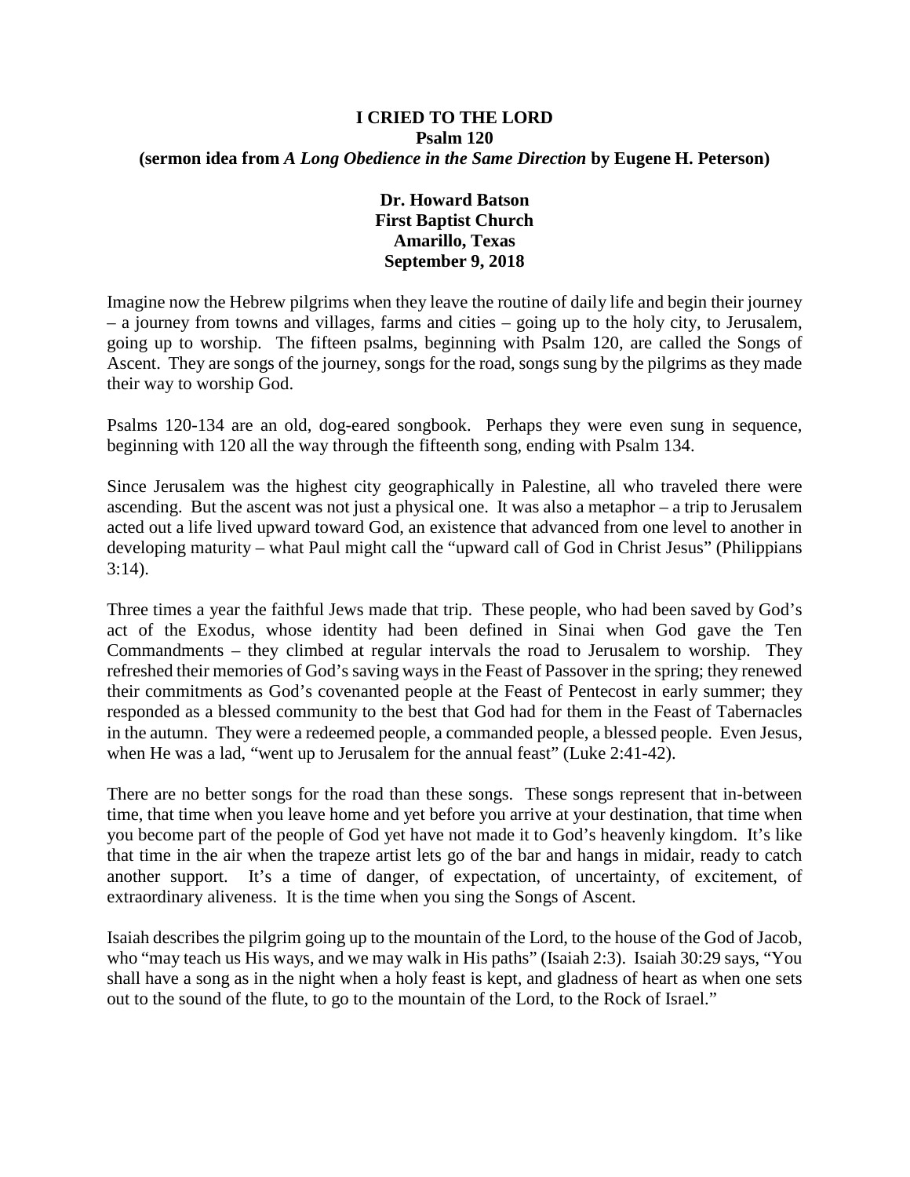# I CRIED TO THE LORD

## Psalm 120

**(sermon idea from *A Long Obedience in the Same Direction* by Eugene H. Peterson)**

**Dr. Howard Batson**
**First Baptist Church**
**Amarillo, Texas**
**September 9, 2018**

Imagine now the Hebrew pilgrims when they leave the routine of daily life and begin their journey – a journey from towns and villages, farms and cities – going up to the holy city, to Jerusalem, going up to worship. The fifteen psalms, beginning with Psalm 120, are called the Songs of Ascent. They are songs of the journey, songs for the road, songs sung by the pilgrims as they made their way to worship God.

Psalms 120-134 are an old, dog-eared songbook. Perhaps they were even sung in sequence, beginning with 120 all the way through the fifteenth song, ending with Psalm 134.

Since Jerusalem was the highest city geographically in Palestine, all who traveled there were ascending. But the ascent was not just a physical one. It was also a metaphor – a trip to Jerusalem acted out a life lived upward toward God, an existence that advanced from one level to another in developing maturity – what Paul might call the "upward call of God in Christ Jesus" (Philippians 3:14).

Three times a year the faithful Jews made that trip. These people, who had been saved by God's act of the Exodus, whose identity had been defined in Sinai when God gave the Ten Commandments – they climbed at regular intervals the road to Jerusalem to worship. They refreshed their memories of God's saving ways in the Feast of Passover in the spring; they renewed their commitments as God's covenanted people at the Feast of Pentecost in early summer; they responded as a blessed community to the best that God had for them in the Feast of Tabernacles in the autumn. They were a redeemed people, a commanded people, a blessed people. Even Jesus, when He was a lad, "went up to Jerusalem for the annual feast" (Luke 2:41-42).

There are no better songs for the road than these songs. These songs represent that in-between time, that time when you leave home and yet before you arrive at your destination, that time when you become part of the people of God yet have not made it to God's heavenly kingdom. It's like that time in the air when the trapeze artist lets go of the bar and hangs in midair, ready to catch another support. It's a time of danger, of expectation, of uncertainty, of excitement, of extraordinary aliveness. It is the time when you sing the Songs of Ascent.

Isaiah describes the pilgrim going up to the mountain of the Lord, to the house of the God of Jacob, who "may teach us His ways, and we may walk in His paths" (Isaiah 2:3). Isaiah 30:29 says, "You shall have a song as in the night when a holy feast is kept, and gladness of heart as when one sets out to the sound of the flute, to go to the mountain of the Lord, to the Rock of Israel."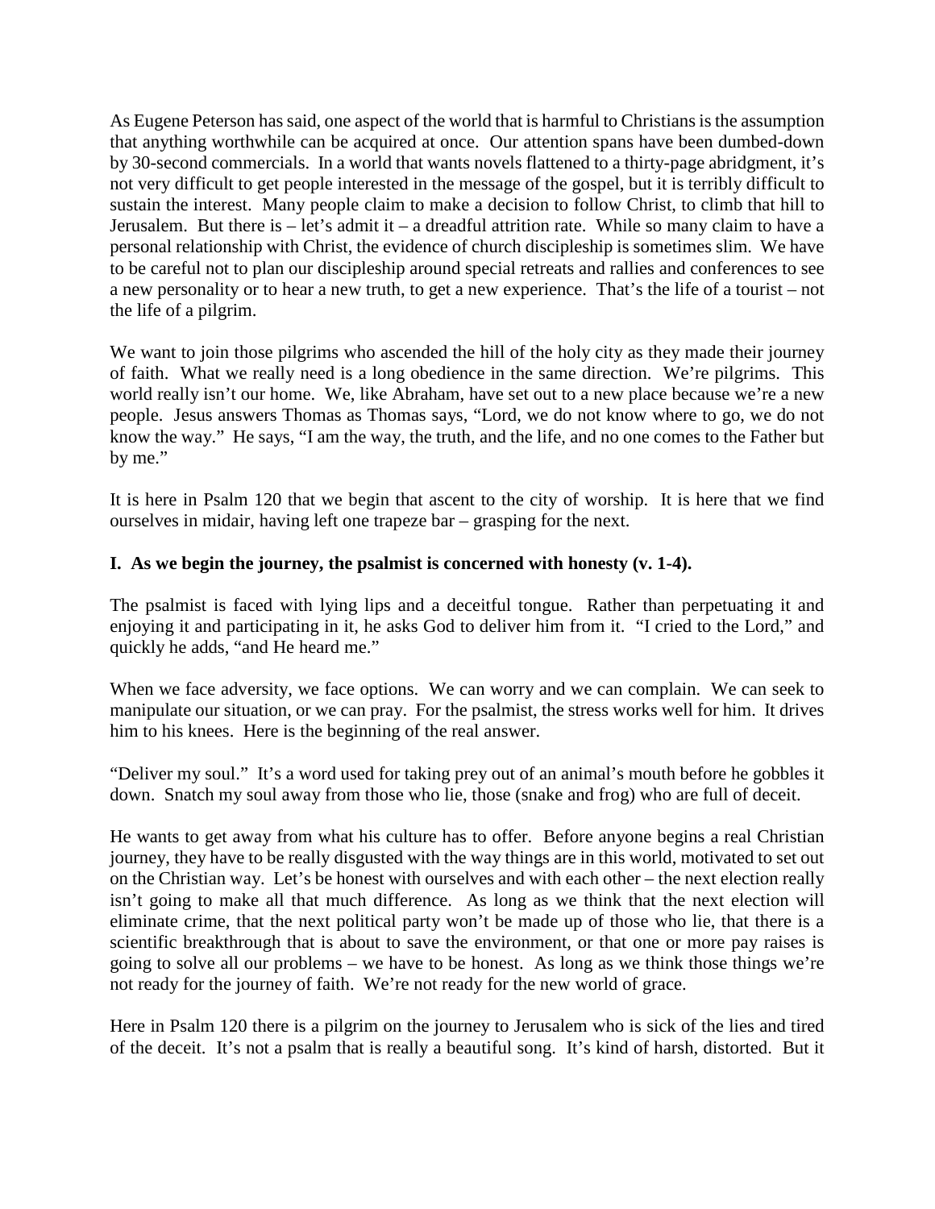As Eugene Peterson has said, one aspect of the world that is harmful to Christians is the assumption that anything worthwhile can be acquired at once. Our attention spans have been dumbed-down by 30-second commercials. In a world that wants novels flattened to a thirty-page abridgment, it's not very difficult to get people interested in the message of the gospel, but it is terribly difficult to sustain the interest. Many people claim to make a decision to follow Christ, to climb that hill to Jerusalem. But there is – let's admit it – a dreadful attrition rate. While so many claim to have a personal relationship with Christ, the evidence of church discipleship is sometimes slim. We have to be careful not to plan our discipleship around special retreats and rallies and conferences to see a new personality or to hear a new truth, to get a new experience. That's the life of a tourist – not the life of a pilgrim.

We want to join those pilgrims who ascended the hill of the holy city as they made their journey of faith. What we really need is a long obedience in the same direction. We're pilgrims. This world really isn't our home. We, like Abraham, have set out to a new place because we're a new people. Jesus answers Thomas as Thomas says, "Lord, we do not know where to go, we do not know the way." He says, "I am the way, the truth, and the life, and no one comes to the Father but by me."

It is here in Psalm 120 that we begin that ascent to the city of worship. It is here that we find ourselves in midair, having left one trapeze bar – grasping for the next.

**I. As we begin the journey, the psalmist is concerned with honesty (v. 1-4).**

The psalmist is faced with lying lips and a deceitful tongue. Rather than perpetuating it and enjoying it and participating in it, he asks God to deliver him from it. "I cried to the Lord," and quickly he adds, "and He heard me."

When we face adversity, we face options. We can worry and we can complain. We can seek to manipulate our situation, or we can pray. For the psalmist, the stress works well for him. It drives him to his knees. Here is the beginning of the real answer.

"Deliver my soul." It's a word used for taking prey out of an animal's mouth before he gobbles it down. Snatch my soul away from those who lie, those (snake and frog) who are full of deceit.

He wants to get away from what his culture has to offer. Before anyone begins a real Christian journey, they have to be really disgusted with the way things are in this world, motivated to set out on the Christian way. Let's be honest with ourselves and with each other – the next election really isn't going to make all that much difference. As long as we think that the next election will eliminate crime, that the next political party won't be made up of those who lie, that there is a scientific breakthrough that is about to save the environment, or that one or more pay raises is going to solve all our problems – we have to be honest. As long as we think those things we're not ready for the journey of faith. We're not ready for the new world of grace.

Here in Psalm 120 there is a pilgrim on the journey to Jerusalem who is sick of the lies and tired of the deceit. It's not a psalm that is really a beautiful song. It's kind of harsh, distorted. But it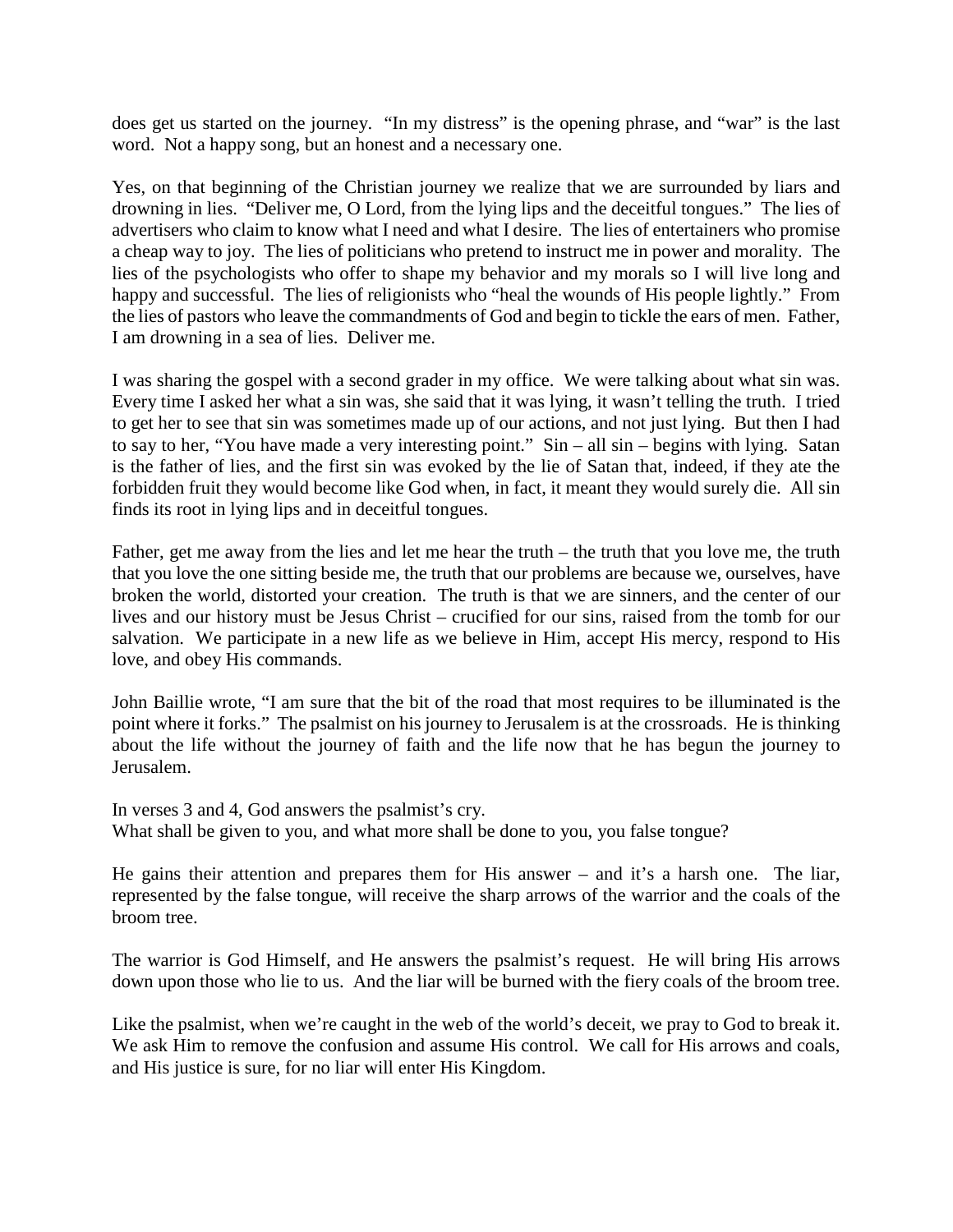does get us started on the journey. "In my distress" is the opening phrase, and "war" is the last word. Not a happy song, but an honest and a necessary one.

Yes, on that beginning of the Christian journey we realize that we are surrounded by liars and drowning in lies. "Deliver me, O Lord, from the lying lips and the deceitful tongues." The lies of advertisers who claim to know what I need and what I desire. The lies of entertainers who promise a cheap way to joy. The lies of politicians who pretend to instruct me in power and morality. The lies of the psychologists who offer to shape my behavior and my morals so I will live long and happy and successful. The lies of religionists who "heal the wounds of His people lightly." From the lies of pastors who leave the commandments of God and begin to tickle the ears of men. Father, I am drowning in a sea of lies. Deliver me.

I was sharing the gospel with a second grader in my office. We were talking about what sin was. Every time I asked her what a sin was, she said that it was lying, it wasn't telling the truth. I tried to get her to see that sin was sometimes made up of our actions, and not just lying. But then I had to say to her, "You have made a very interesting point." Sin – all sin – begins with lying. Satan is the father of lies, and the first sin was evoked by the lie of Satan that, indeed, if they ate the forbidden fruit they would become like God when, in fact, it meant they would surely die. All sin finds its root in lying lips and in deceitful tongues.

Father, get me away from the lies and let me hear the truth – the truth that you love me, the truth that you love the one sitting beside me, the truth that our problems are because we, ourselves, have broken the world, distorted your creation. The truth is that we are sinners, and the center of our lives and our history must be Jesus Christ – crucified for our sins, raised from the tomb for our salvation. We participate in a new life as we believe in Him, accept His mercy, respond to His love, and obey His commands.

John Baillie wrote, "I am sure that the bit of the road that most requires to be illuminated is the point where it forks." The psalmist on his journey to Jerusalem is at the crossroads. He is thinking about the life without the journey of faith and the life now that he has begun the journey to Jerusalem.

In verses 3 and 4, God answers the psalmist's cry.
What shall be given to you, and what more shall be done to you, you false tongue?

He gains their attention and prepares them for His answer – and it's a harsh one. The liar, represented by the false tongue, will receive the sharp arrows of the warrior and the coals of the broom tree.

The warrior is God Himself, and He answers the psalmist's request. He will bring His arrows down upon those who lie to us. And the liar will be burned with the fiery coals of the broom tree.

Like the psalmist, when we're caught in the web of the world's deceit, we pray to God to break it. We ask Him to remove the confusion and assume His control. We call for His arrows and coals, and His justice is sure, for no liar will enter His Kingdom.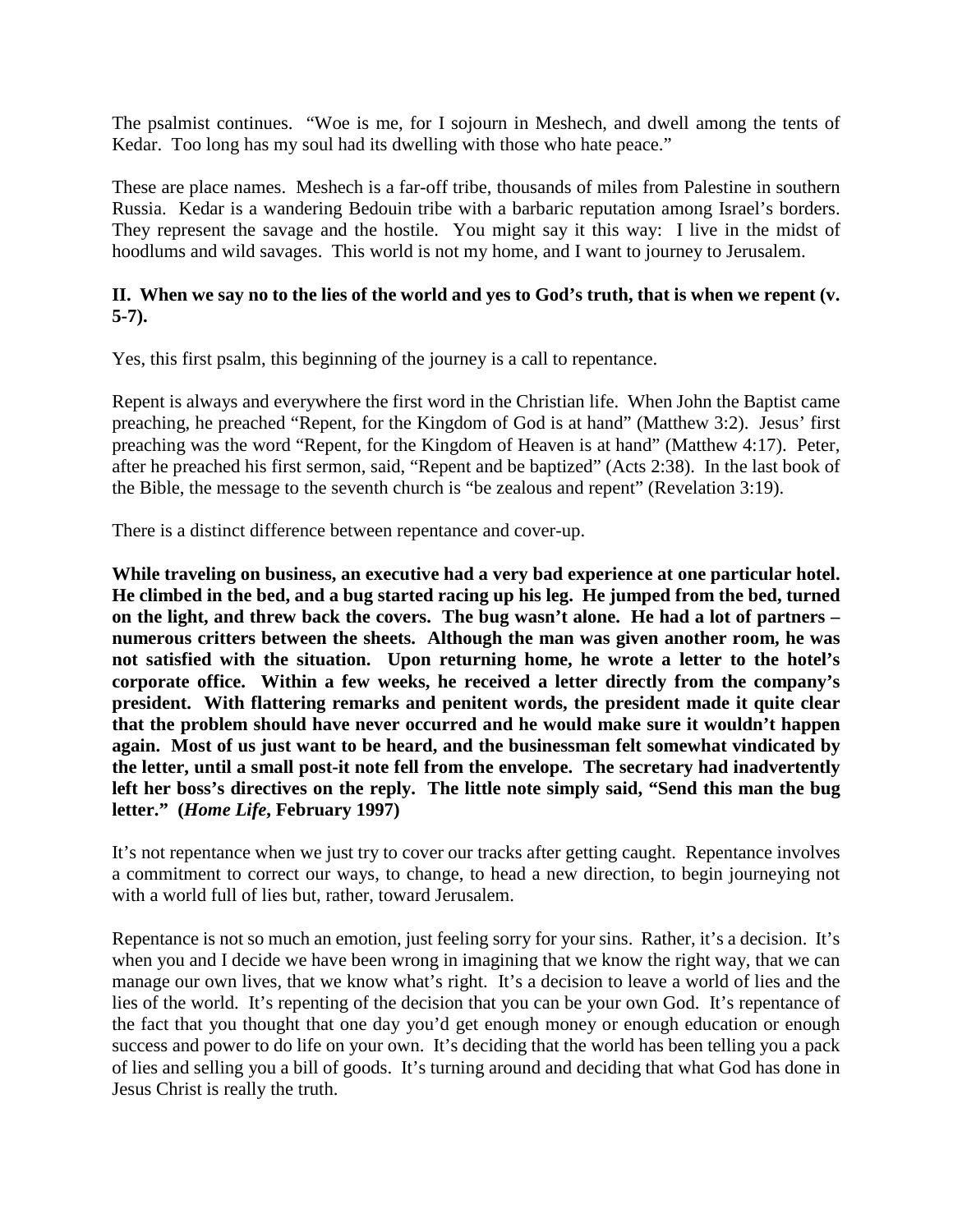The psalmist continues. "Woe is me, for I sojourn in Meshech, and dwell among the tents of Kedar. Too long has my soul had its dwelling with those who hate peace."

These are place names. Meshech is a far-off tribe, thousands of miles from Palestine in southern Russia. Kedar is a wandering Bedouin tribe with a barbaric reputation among Israel's borders. They represent the savage and the hostile. You might say it this way: I live in the midst of hoodlums and wild savages. This world is not my home, and I want to journey to Jerusalem.

**II. When we say no to the lies of the world and yes to God's truth, that is when we repent (v. 5-7).**

Yes, this first psalm, this beginning of the journey is a call to repentance.

Repent is always and everywhere the first word in the Christian life. When John the Baptist came preaching, he preached "Repent, for the Kingdom of God is at hand" (Matthew 3:2). Jesus' first preaching was the word "Repent, for the Kingdom of Heaven is at hand" (Matthew 4:17). Peter, after he preached his first sermon, said, "Repent and be baptized" (Acts 2:38). In the last book of the Bible, the message to the seventh church is "be zealous and repent" (Revelation 3:19).

There is a distinct difference between repentance and cover-up.

**While traveling on business, an executive had a very bad experience at one particular hotel. He climbed in the bed, and a bug started racing up his leg. He jumped from the bed, turned on the light, and threw back the covers. The bug wasn't alone. He had a lot of partners – numerous critters between the sheets. Although the man was given another room, he was not satisfied with the situation. Upon returning home, he wrote a letter to the hotel's corporate office. Within a few weeks, he received a letter directly from the company's president. With flattering remarks and penitent words, the president made it quite clear that the problem should have never occurred and he would make sure it wouldn't happen again. Most of us just want to be heard, and the businessman felt somewhat vindicated by the letter, until a small post-it note fell from the envelope. The secretary had inadvertently left her boss's directives on the reply. The little note simply said, "Send this man the bug letter." (*Home Life*, February 1997)**

It's not repentance when we just try to cover our tracks after getting caught. Repentance involves a commitment to correct our ways, to change, to head a new direction, to begin journeying not with a world full of lies but, rather, toward Jerusalem.

Repentance is not so much an emotion, just feeling sorry for your sins. Rather, it's a decision. It's when you and I decide we have been wrong in imagining that we know the right way, that we can manage our own lives, that we know what's right. It's a decision to leave a world of lies and the lies of the world. It's repenting of the decision that you can be your own God. It's repentance of the fact that you thought that one day you'd get enough money or enough education or enough success and power to do life on your own. It's deciding that the world has been telling you a pack of lies and selling you a bill of goods. It's turning around and deciding that what God has done in Jesus Christ is really the truth.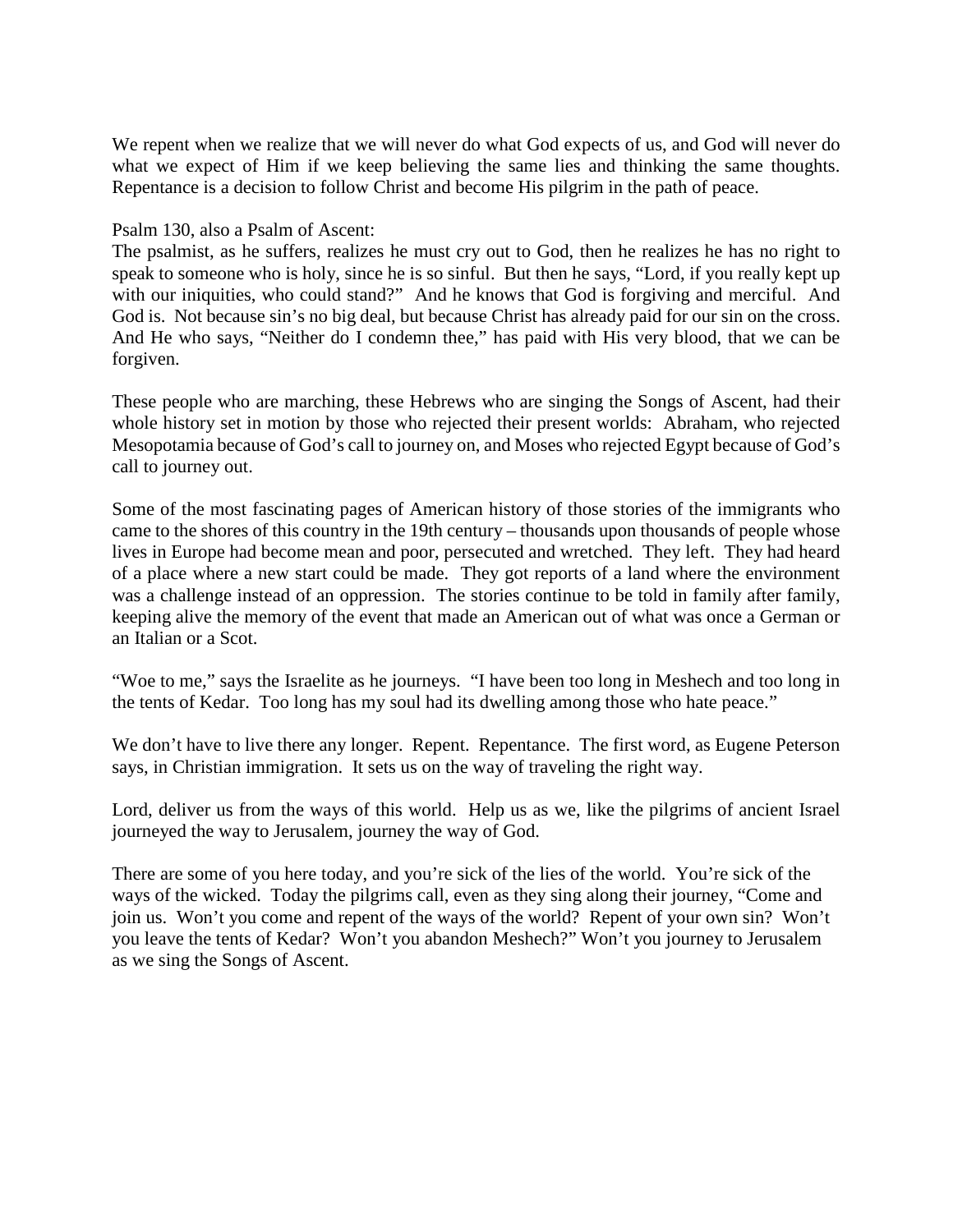We repent when we realize that we will never do what God expects of us, and God will never do what we expect of Him if we keep believing the same lies and thinking the same thoughts. Repentance is a decision to follow Christ and become His pilgrim in the path of peace.

Psalm 130, also a Psalm of Ascent:
The psalmist, as he suffers, realizes he must cry out to God, then he realizes he has no right to speak to someone who is holy, since he is so sinful. But then he says, "Lord, if you really kept up with our iniquities, who could stand?" And he knows that God is forgiving and merciful. And God is. Not because sin's no big deal, but because Christ has already paid for our sin on the cross. And He who says, "Neither do I condemn thee," has paid with His very blood, that we can be forgiven.

These people who are marching, these Hebrews who are singing the Songs of Ascent, had their whole history set in motion by those who rejected their present worlds: Abraham, who rejected Mesopotamia because of God's call to journey on, and Moses who rejected Egypt because of God's call to journey out.

Some of the most fascinating pages of American history of those stories of the immigrants who came to the shores of this country in the 19th century – thousands upon thousands of people whose lives in Europe had become mean and poor, persecuted and wretched. They left. They had heard of a place where a new start could be made. They got reports of a land where the environment was a challenge instead of an oppression. The stories continue to be told in family after family, keeping alive the memory of the event that made an American out of what was once a German or an Italian or a Scot.

"Woe to me," says the Israelite as he journeys. "I have been too long in Meshech and too long in the tents of Kedar. Too long has my soul had its dwelling among those who hate peace."

We don't have to live there any longer. Repent. Repentance. The first word, as Eugene Peterson says, in Christian immigration. It sets us on the way of traveling the right way.

Lord, deliver us from the ways of this world. Help us as we, like the pilgrims of ancient Israel journeyed the way to Jerusalem, journey the way of God.

There are some of you here today, and you're sick of the lies of the world. You're sick of the ways of the wicked. Today the pilgrims call, even as they sing along their journey, "Come and join us. Won't you come and repent of the ways of the world? Repent of your own sin? Won't you leave the tents of Kedar? Won't you abandon Meshech?" Won't you journey to Jerusalem as we sing the Songs of Ascent.